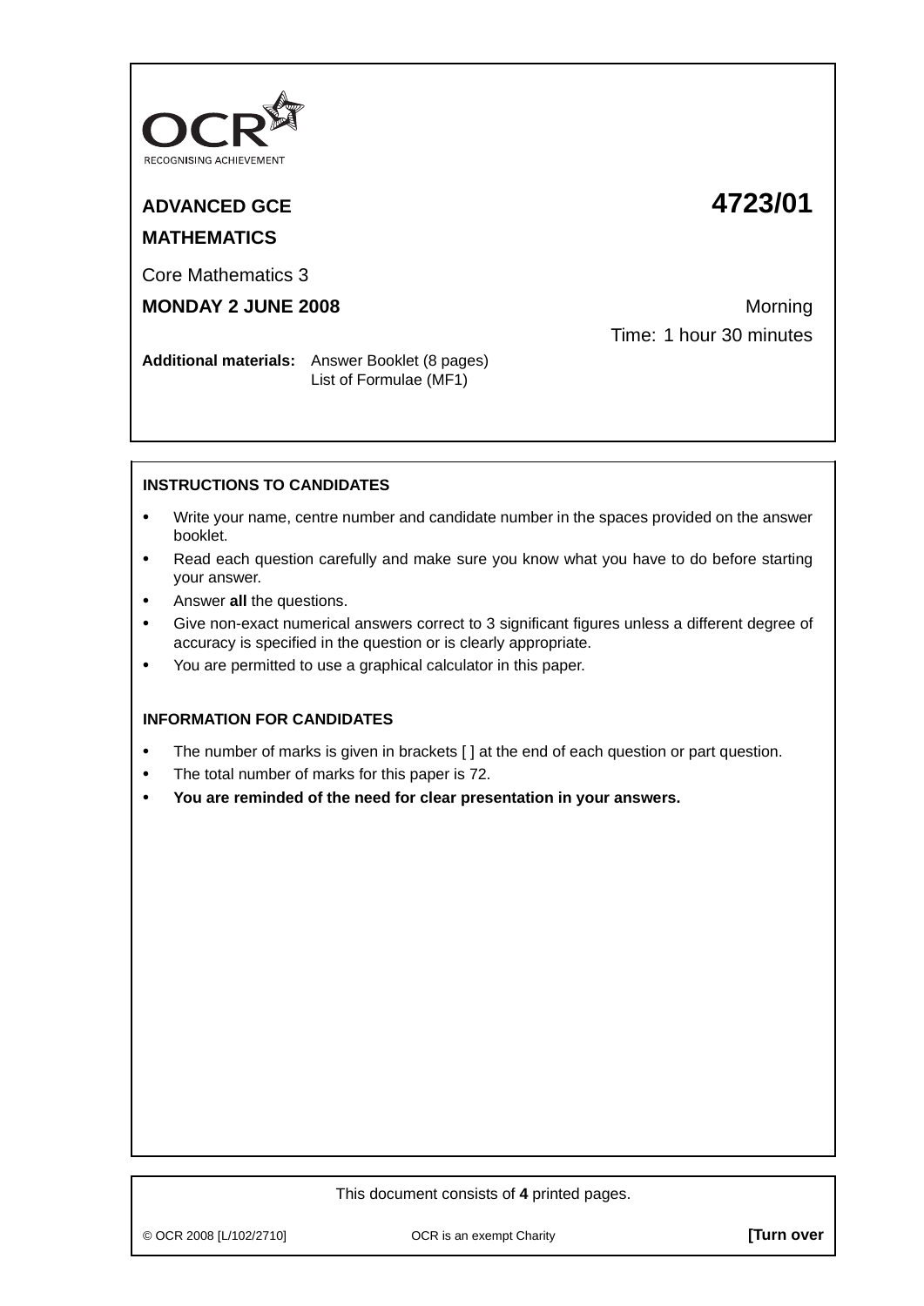OCR
RECOGNISING ACHIEVEMENT

**ADVANCED GCE** **4723/01**

**MATHEMATICS**

Core Mathematics 3

**MONDAY 2 JUNE 2008** Morning

Time: 1 hour 30 minutes

**Additional materials:** Answer Booklet (8 pages)
List of Formulae (MF1)

**INSTRUCTIONS TO CANDIDATES**

- Write your name, centre number and candidate number in the spaces provided on the answer booklet.
- Read each question carefully and make sure you know what you have to do before starting your answer.
- Answer **all** the questions.
- Give non-exact numerical answers correct to 3 significant figures unless a different degree of accuracy is specified in the question or is clearly appropriate.
- You are permitted to use a graphical calculator in this paper.

**INFORMATION FOR CANDIDATES**

- The number of marks is given in brackets [ ] at the end of each question or part question.
- The total number of marks for this paper is 72.
- **You are reminded of the need for clear presentation in your answers.**

This document consists of **4** printed pages.

© OCR 2008 [L/102/2710] OCR is an exempt Charity **[Turn over**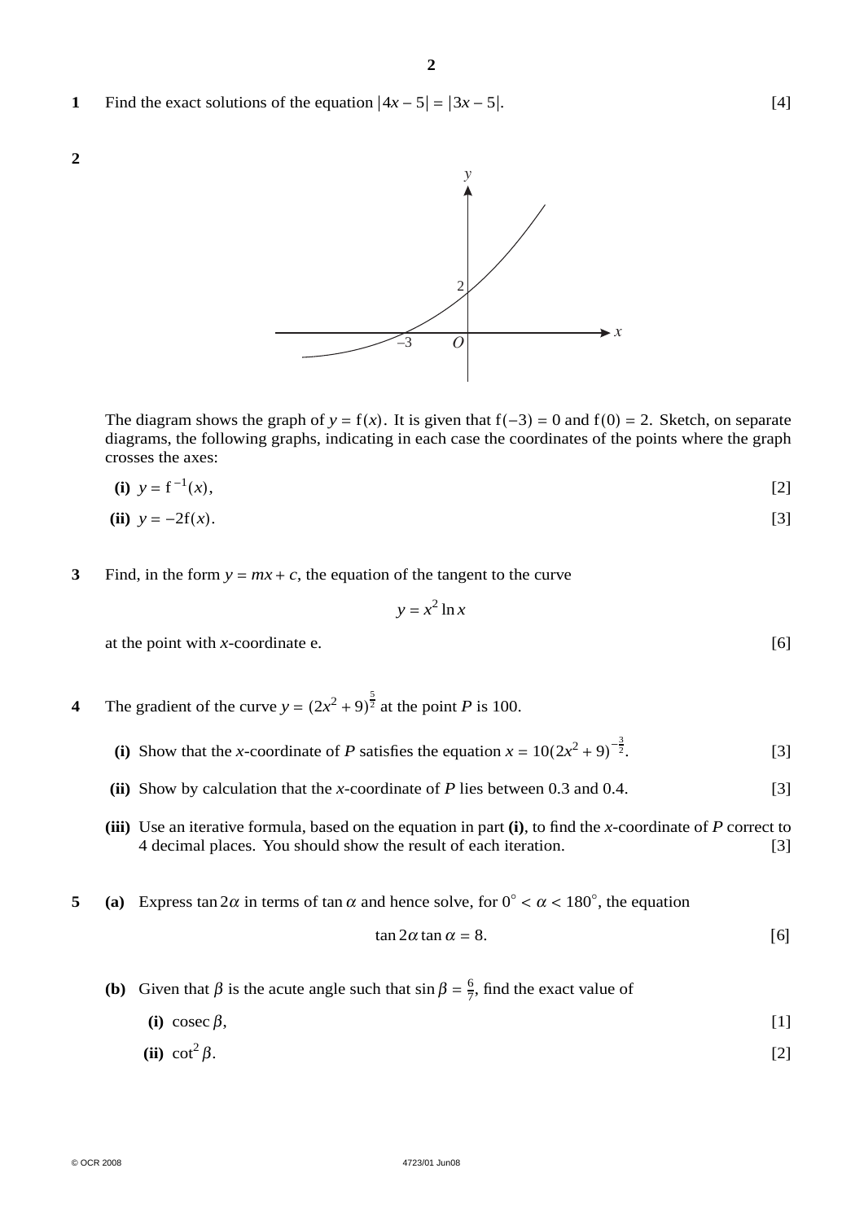**1** Find the exact solutions of the equation $|4x - 5| = |3x - 5|$. [4]

**2**

The diagram shows the graph of $y = \text{f}(x)$. It is given that $\text{f}(-3) = 0$ and $\text{f}(0) = 2$. Sketch, on separate diagrams, the following graphs, indicating in each case the coordinates of the points where the graph crosses the axes:

**(i)** $y = \text{f}^{-1}(x)$, [2]

**(ii)** $y = -2\text{f}(x)$. [3]

**3** Find, in the form $y = mx + c$, the equation of the tangent to the curve

$$y = x^2 \ln x$$

at the point with $x$-coordinate e. [6]

**4** The gradient of the curve $y = (2x^2 + 9)^{\frac{5}{2}}$ at the point $P$ is 100.

**(i)** Show that the $x$-coordinate of $P$ satisfies the equation $x = 10(2x^2 + 9)^{-\frac{3}{2}}$. [3]

**(ii)** Show by calculation that the $x$-coordinate of $P$ lies between 0.3 and 0.4. [3]

**(iii)** Use an iterative formula, based on the equation in part **(i)**, to find the $x$-coordinate of $P$ correct to 4 decimal places. You should show the result of each iteration. [3]

**5** **(a)** Express $\tan 2\alpha$ in terms of $\tan \alpha$ and hence solve, for $0^\circ < \alpha < 180^\circ$, the equation

$$\tan 2\alpha \tan \alpha = 8.$$ [6]

**(b)** Given that $\beta$ is the acute angle such that $\sin \beta = \frac{6}{7}$, find the exact value of

**(i)** $\operatorname{cosec} \beta$, [1]

**(ii)** $\cot^2 \beta$. [2]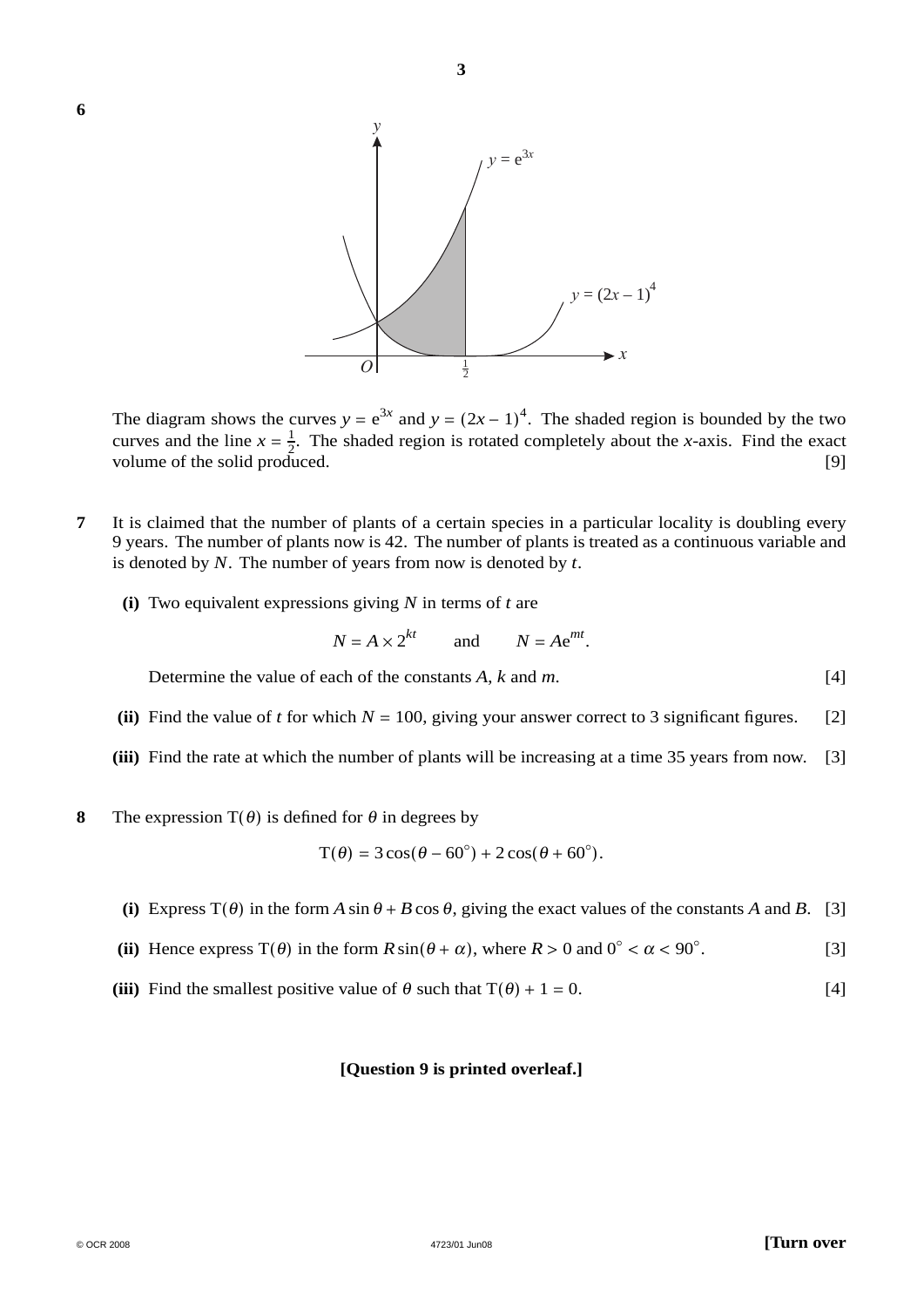**6**

The diagram shows the curves $y = e^{3x}$ and $y = (2x - 1)^4$. The shaded region is bounded by the two curves and the line $x = \frac{1}{2}$. The shaded region is rotated completely about the $x$-axis. Find the exact volume of the solid produced. [9]

**7** It is claimed that the number of plants of a certain species in a particular locality is doubling every 9 years. The number of plants now is 42. The number of plants is treated as a continuous variable and is denoted by $N$. The number of years from now is denoted by $t$.

**(i)** Two equivalent expressions giving $N$ in terms of $t$ are

$$N = A \times 2^{kt} \qquad \text{and} \qquad N = Ae^{mt}.$$

Determine the value of each of the constants $A$, $k$ and $m$. [4]

**(ii)** Find the value of $t$ for which $N = 100$, giving your answer correct to 3 significant figures. [2]

**(iii)** Find the rate at which the number of plants will be increasing at a time 35 years from now. [3]

**8** The expression $T(\theta)$ is defined for $\theta$ in degrees by

$$T(\theta) = 3\cos(\theta - 60^\circ) + 2\cos(\theta + 60^\circ).$$

**(i)** Express $T(\theta)$ in the form $A\sin\theta + B\cos\theta$, giving the exact values of the constants $A$ and $B$. [3]

**(ii)** Hence express $T(\theta)$ in the form $R\sin(\theta + \alpha)$, where $R > 0$ and $0^\circ < \alpha < 90^\circ$. [3]

**(iii)** Find the smallest positive value of $\theta$ such that $T(\theta) + 1 = 0$. [4]

**[Question 9 is printed overleaf.]**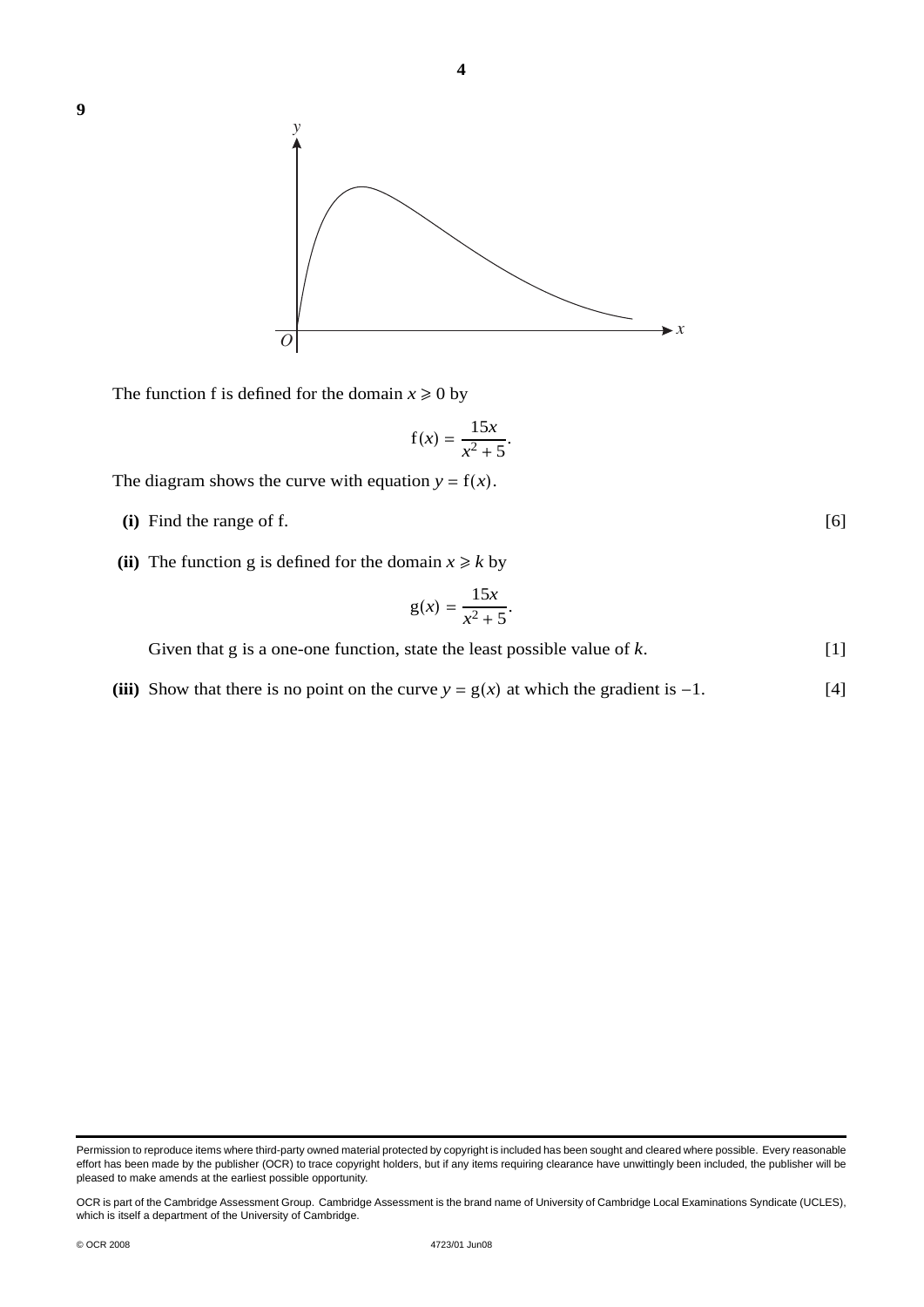**9**

y

O

x

The function f is defined for the domain $x \geqslant 0$ by

$$f(x) = \frac{15x}{x^2 + 5}.$$

The diagram shows the curve with equation $y = f(x)$.

**(i)** Find the range of f. [6]

**(ii)** The function g is defined for the domain $x \geqslant k$ by

$$g(x) = \frac{15x}{x^2 + 5}.$$

Given that g is a one-one function, state the least possible value of $k$. [1]

**(iii)** Show that there is no point on the curve $y = g(x)$ at which the gradient is $-1$. [4]

Permission to reproduce items where third-party owned material protected by copyright is included has been sought and cleared where possible. Every reasonable effort has been made by the publisher (OCR) to trace copyright holders, but if any items requiring clearance have unwittingly been included, the publisher will be pleased to make amends at the earliest possible opportunity.

OCR is part of the Cambridge Assessment Group. Cambridge Assessment is the brand name of University of Cambridge Local Examinations Syndicate (UCLES), which is itself a department of the University of Cambridge.